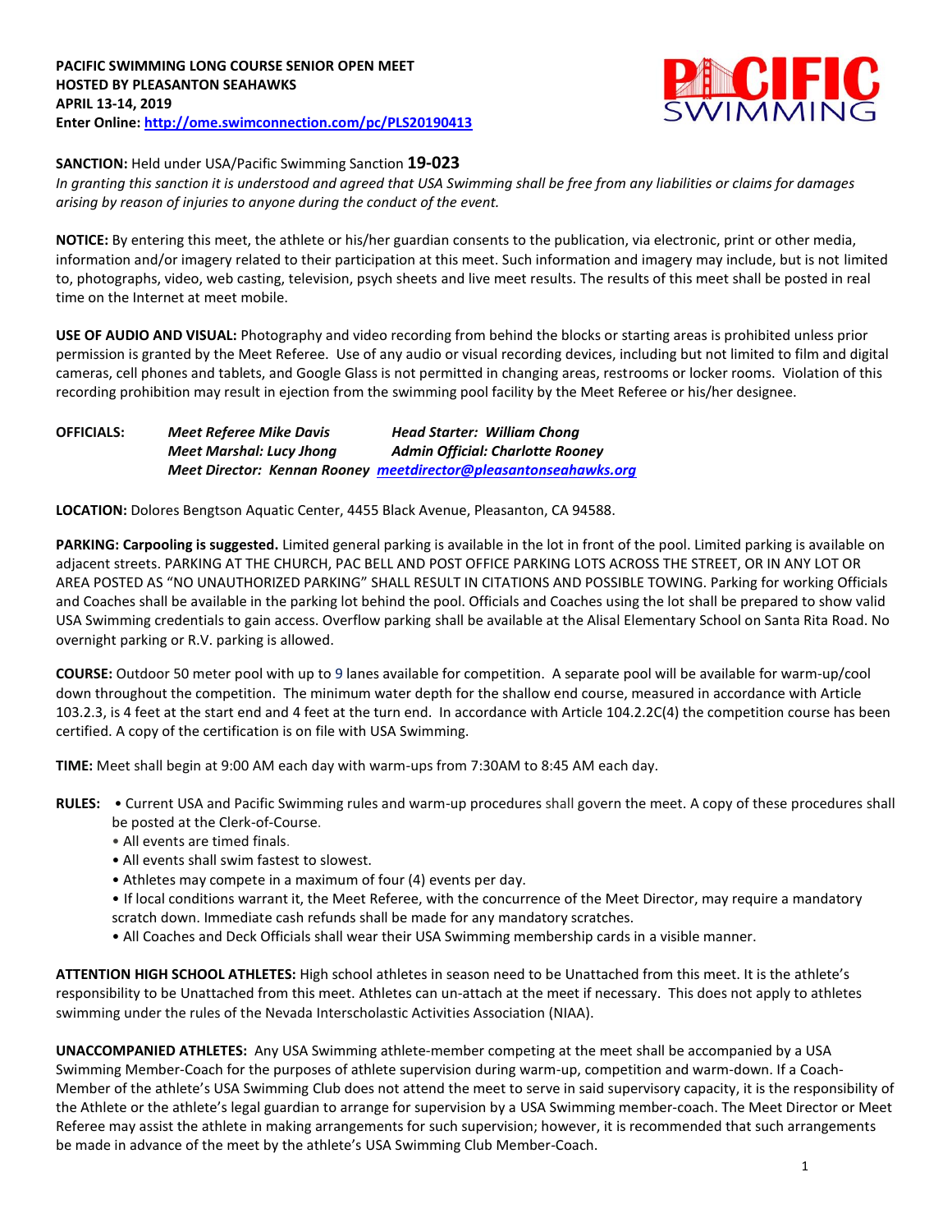**PACIFIC SWIMMING LONG COURSE SENIOR OPEN MEET**
**HOSTED BY PLEASANTON SEAHAWKS**
**APRIL 13-14, 2019**
**Enter Online: http://ome.swimconnection.com/pc/PLS20190413**

**SANCTION:** Held under USA/Pacific Swimming Sanction **19-023**
*In granting this sanction it is understood and agreed that USA Swimming shall be free from any liabilities or claims for damages arising by reason of injuries to anyone during the conduct of the event.*

**NOTICE:** By entering this meet, the athlete or his/her guardian consents to the publication, via electronic, print or other media, information and/or imagery related to their participation at this meet. Such information and imagery may include, but is not limited to, photographs, video, web casting, television, psych sheets and live meet results. The results of this meet shall be posted in real time on the Internet at meet mobile.

**USE OF AUDIO AND VISUAL:** Photography and video recording from behind the blocks or starting areas is prohibited unless prior permission is granted by the Meet Referee. Use of any audio or visual recording devices, including but not limited to film and digital cameras, cell phones and tablets, and Google Glass is not permitted in changing areas, restrooms or locker rooms. Violation of this recording prohibition may result in ejection from the swimming pool facility by the Meet Referee or his/her designee.

**OFFICIALS:**
*Meet Referee Mike Davis* — *Head Starter: William Chong*
*Meet Marshal: Lucy Jhong* — *Admin Official: Charlotte Rooney*
*Meet Director: Kennan Rooney* *meetdirector@pleasantonseahawks.org*

**LOCATION:** Dolores Bengtson Aquatic Center, 4455 Black Avenue, Pleasanton, CA 94588.

**PARKING: Carpooling is suggested.** Limited general parking is available in the lot in front of the pool. Limited parking is available on adjacent streets. PARKING AT THE CHURCH, PAC BELL AND POST OFFICE PARKING LOTS ACROSS THE STREET, OR IN ANY LOT OR AREA POSTED AS "NO UNAUTHORIZED PARKING" SHALL RESULT IN CITATIONS AND POSSIBLE TOWING. Parking for working Officials and Coaches shall be available in the parking lot behind the pool. Officials and Coaches using the lot shall be prepared to show valid USA Swimming credentials to gain access. Overflow parking shall be available at the Alisal Elementary School on Santa Rita Road. No overnight parking or R.V. parking is allowed.

**COURSE:** Outdoor 50 meter pool with up to 9 lanes available for competition. A separate pool will be available for warm-up/cool down throughout the competition. The minimum water depth for the shallow end course, measured in accordance with Article 103.2.3, is 4 feet at the start end and 4 feet at the turn end. In accordance with Article 104.2.2C(4) the competition course has been certified. A copy of the certification is on file with USA Swimming.

**TIME:** Meet shall begin at 9:00 AM each day with warm-ups from 7:30AM to 8:45 AM each day.

**RULES:**
- Current USA and Pacific Swimming rules and warm-up procedures shall govern the meet. A copy of these procedures shall be posted at the Clerk-of-Course.
- All events are timed finals.
- All events shall swim fastest to slowest.
- Athletes may compete in a maximum of four (4) events per day.
- If local conditions warrant it, the Meet Referee, with the concurrence of the Meet Director, may require a mandatory scratch down. Immediate cash refunds shall be made for any mandatory scratches.
- All Coaches and Deck Officials shall wear their USA Swimming membership cards in a visible manner.

**ATTENTION HIGH SCHOOL ATHLETES:** High school athletes in season need to be Unattached from this meet. It is the athlete's responsibility to be Unattached from this meet. Athletes can un-attach at the meet if necessary. This does not apply to athletes swimming under the rules of the Nevada Interscholastic Activities Association (NIAA).

**UNACCOMPANIED ATHLETES:** Any USA Swimming athlete-member competing at the meet shall be accompanied by a USA Swimming Member-Coach for the purposes of athlete supervision during warm-up, competition and warm-down. If a Coach-Member of the athlete's USA Swimming Club does not attend the meet to serve in said supervisory capacity, it is the responsibility of the Athlete or the athlete's legal guardian to arrange for supervision by a USA Swimming member-coach. The Meet Director or Meet Referee may assist the athlete in making arrangements for such supervision; however, it is recommended that such arrangements be made in advance of the meet by the athlete's USA Swimming Club Member-Coach.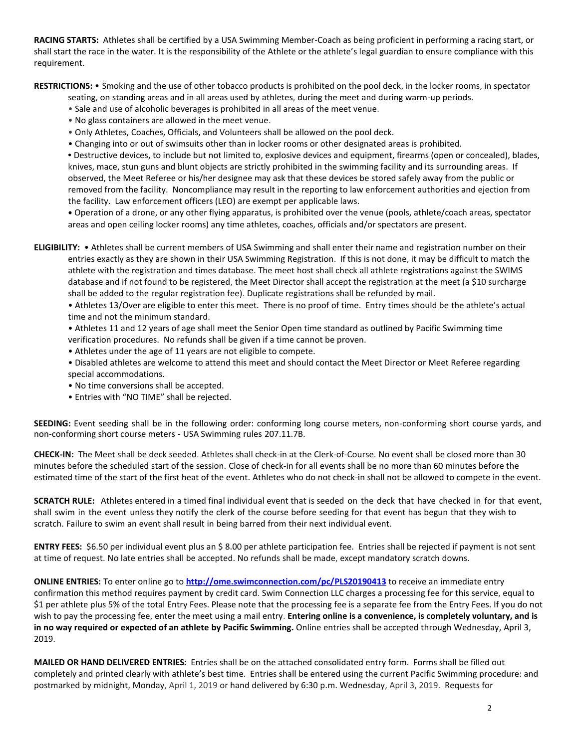**RACING STARTS:** Athletes shall be certified by a USA Swimming Member-Coach as being proficient in performing a racing start, or shall start the race in the water. It is the responsibility of the Athlete or the athlete's legal guardian to ensure compliance with this requirement.

**RESTRICTIONS:** • Smoking and the use of other tobacco products is prohibited on the pool deck, in the locker rooms, in spectator seating, on standing areas and in all areas used by athletes, during the meet and during warm-up periods.

- Sale and use of alcoholic beverages is prohibited in all areas of the meet venue.
- No glass containers are allowed in the meet venue.
- Only Athletes, Coaches, Officials, and Volunteers shall be allowed on the pool deck.
- Changing into or out of swimsuits other than in locker rooms or other designated areas is prohibited.
- Destructive devices, to include but not limited to, explosive devices and equipment, firearms (open or concealed), blades, knives, mace, stun guns and blunt objects are strictly prohibited in the swimming facility and its surrounding areas. If observed, the Meet Referee or his/her designee may ask that these devices be stored safely away from the public or removed from the facility. Noncompliance may result in the reporting to law enforcement authorities and ejection from the facility. Law enforcement officers (LEO) are exempt per applicable laws.
- Operation of a drone, or any other flying apparatus, is prohibited over the venue (pools, athlete/coach areas, spectator areas and open ceiling locker rooms) any time athletes, coaches, officials and/or spectators are present.

**ELIGIBILITY:** • Athletes shall be current members of USA Swimming and shall enter their name and registration number on their entries exactly as they are shown in their USA Swimming Registration. If this is not done, it may be difficult to match the athlete with the registration and times database. The meet host shall check all athlete registrations against the SWIMS database and if not found to be registered, the Meet Director shall accept the registration at the meet (a $10 surcharge shall be added to the regular registration fee). Duplicate registrations shall be refunded by mail.

- Athletes 13/Over are eligible to enter this meet. There is no proof of time. Entry times should be the athlete's actual time and not the minimum standard.
- Athletes 11 and 12 years of age shall meet the Senior Open time standard as outlined by Pacific Swimming time verification procedures. No refunds shall be given if a time cannot be proven.
- Athletes under the age of 11 years are not eligible to compete.
- Disabled athletes are welcome to attend this meet and should contact the Meet Director or Meet Referee regarding special accommodations.
- No time conversions shall be accepted.
- Entries with "NO TIME" shall be rejected.

**SEEDING:** Event seeding shall be in the following order: conforming long course meters, non-conforming short course yards, and non-conforming short course meters - USA Swimming rules 207.11.7B.

**CHECK-IN:** The Meet shall be deck seeded. Athletes shall check-in at the Clerk-of-Course. No event shall be closed more than 30 minutes before the scheduled start of the session. Close of check-in for all events shall be no more than 60 minutes before the estimated time of the start of the first heat of the event. Athletes who do not check-in shall not be allowed to compete in the event.

**SCRATCH RULE:** Athletes entered in a timed final individual event that is seeded on the deck that have checked in for that event, shall swim in the event unless they notify the clerk of the course before seeding for that event has begun that they wish to scratch. Failure to swim an event shall result in being barred from their next individual event.

**ENTRY FEES:** $6.50 per individual event plus an $ 8.00 per athlete participation fee. Entries shall be rejected if payment is not sent at time of request. No late entries shall be accepted. No refunds shall be made, except mandatory scratch downs.

**ONLINE ENTRIES:** To enter online go to **http://ome.swimconnection.com/pc/PLS20190413** to receive an immediate entry confirmation this method requires payment by credit card. Swim Connection LLC charges a processing fee for this service, equal to $1 per athlete plus 5% of the total Entry Fees. Please note that the processing fee is a separate fee from the Entry Fees. If you do not wish to pay the processing fee, enter the meet using a mail entry. **Entering online is a convenience, is completely voluntary, and is in no way required or expected of an athlete by Pacific Swimming.** Online entries shall be accepted through Wednesday, April 3, 2019.

**MAILED OR HAND DELIVERED ENTRIES:** Entries shall be on the attached consolidated entry form. Forms shall be filled out completely and printed clearly with athlete's best time. Entries shall be entered using the current Pacific Swimming procedure: and postmarked by midnight, Monday, April 1, 2019 or hand delivered by 6:30 p.m. Wednesday, April 3, 2019. Requests for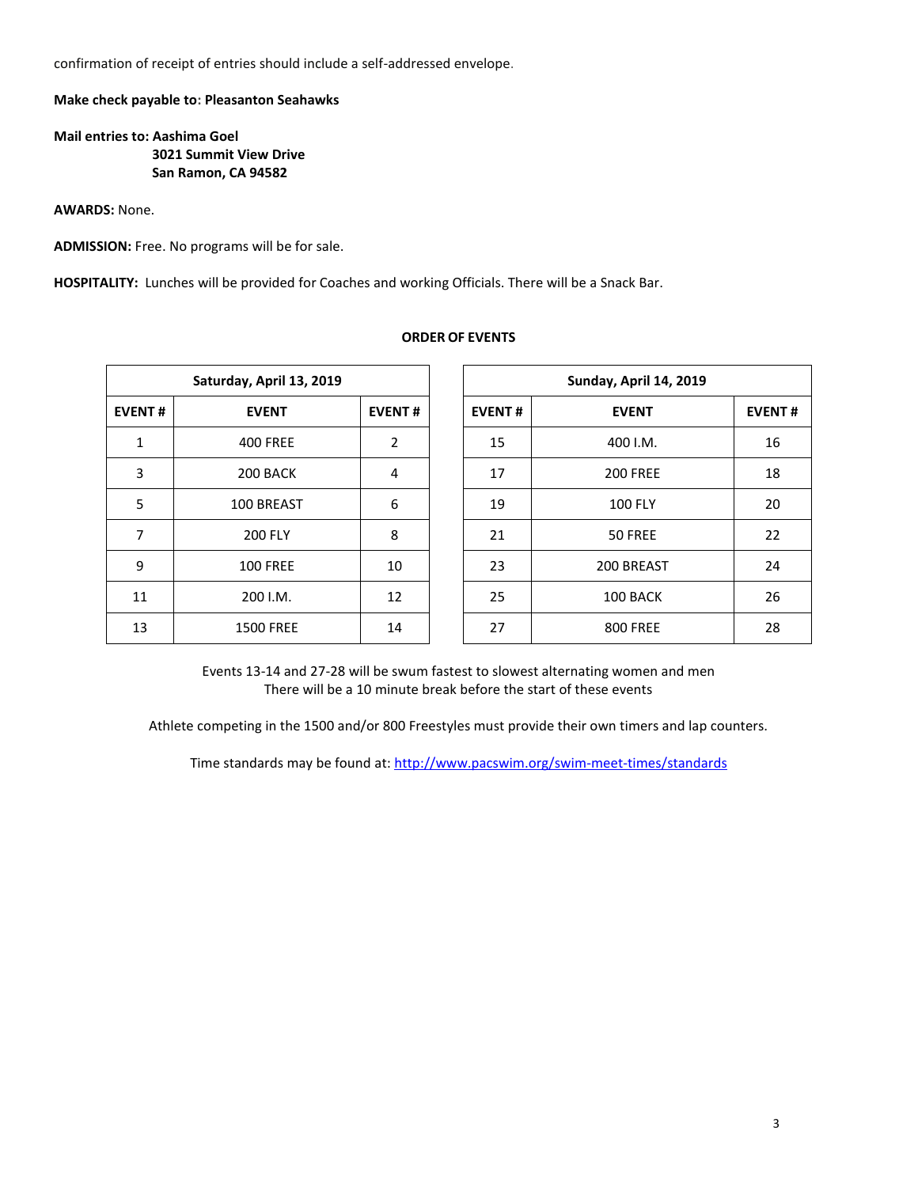confirmation of receipt of entries should include a self-addressed envelope.

**Make check payable to: Pleasanton Seahawks**

**Mail entries to: Aashima Goel**
**3021 Summit View Drive**
**San Ramon, CA 94582**

**AWARDS:** None.

**ADMISSION:** Free. No programs will be for sale.

**HOSPITALITY:** Lunches will be provided for Coaches and working Officials. There will be a Snack Bar.

**ORDER OF EVENTS**

| Saturday, April 13, 2019 | | |
|---|---|---|
| **EVENT #** | **EVENT** | **EVENT #** |
| 1 | 400 FREE | 2 |
| 3 | 200 BACK | 4 |
| 5 | 100 BREAST | 6 |
| 7 | 200 FLY | 8 |
| 9 | 100 FREE | 10 |
| 11 | 200 I.M. | 12 |
| 13 | 1500 FREE | 14 |

| Sunday, April 14, 2019 | | |
|---|---|---|
| **EVENT #** | **EVENT** | **EVENT #** |
| 15 | 400 I.M. | 16 |
| 17 | 200 FREE | 18 |
| 19 | 100 FLY | 20 |
| 21 | 50 FREE | 22 |
| 23 | 200 BREAST | 24 |
| 25 | 100 BACK | 26 |
| 27 | 800 FREE | 28 |

Events 13-14 and 27-28 will be swum fastest to slowest alternating women and men
There will be a 10 minute break before the start of these events

Athlete competing in the 1500 and/or 800 Freestyles must provide their own timers and lap counters.

Time standards may be found at: http://www.pacswim.org/swim-meet-times/standards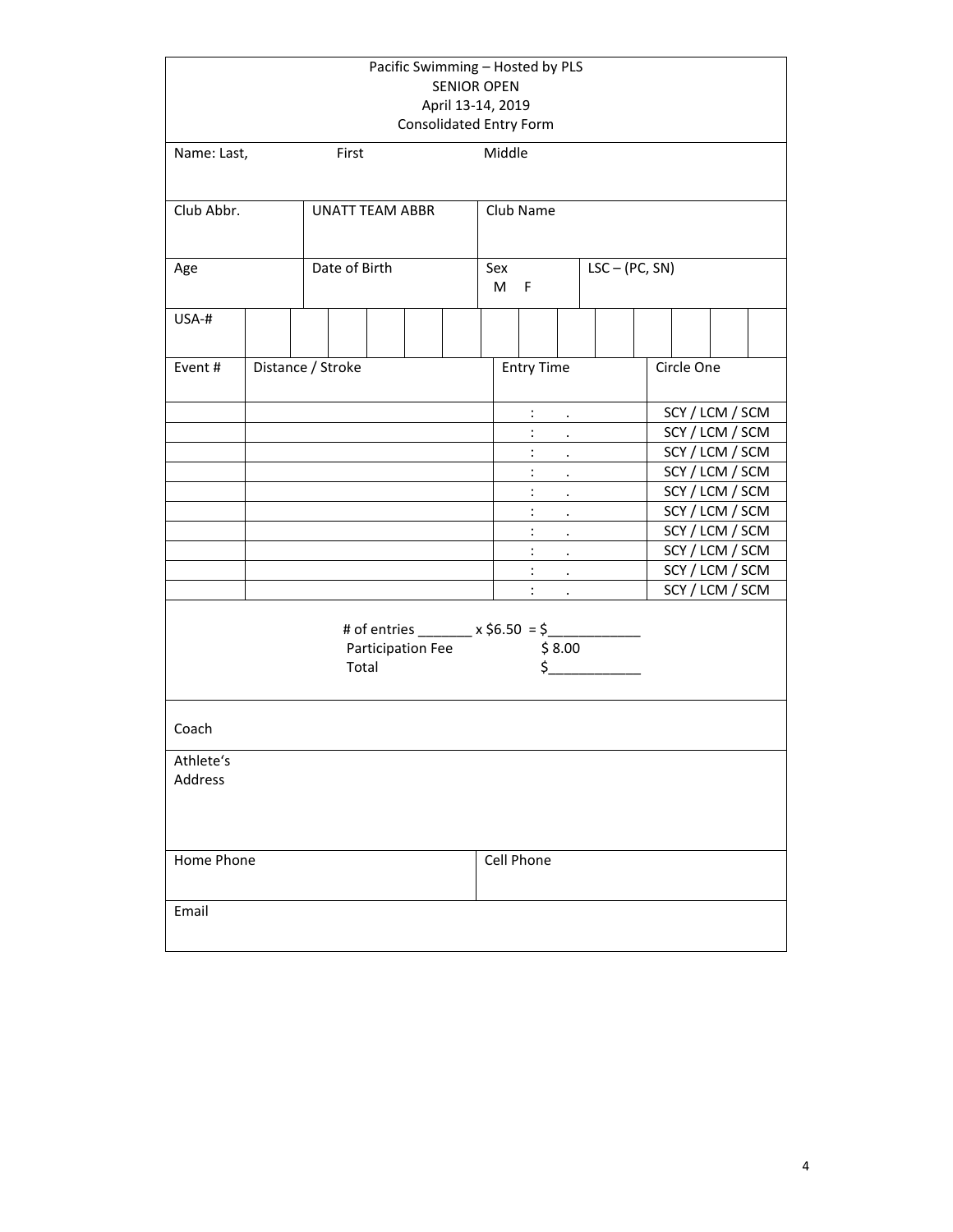Pacific Swimming – Hosted by PLS

SENIOR OPEN

April 13-14, 2019

Consolidated Entry Form

| Name: Last, | First | Middle |
|---|---|---|
| | | |

| Club Abbr. | UNATT TEAM ABBR | Club Name |
|---|---|---|
| | | |

| Age | Date of Birth | Sex<br>M F | LSC – (PC, SN) |
|---|---|---|---|
| | | | |

| USA-# | | | | | | | | | | | | | | |
|---|---|---|---|---|---|---|---|---|---|---|---|---|---|---|

| Event # | Distance / Stroke | Entry Time | Circle One |
|---|---|---|---|
| | | : . | SCY / LCM / SCM |
| | | : . | SCY / LCM / SCM |
| | | : . | SCY / LCM / SCM |
| | | : . | SCY / LCM / SCM |
| | | : . | SCY / LCM / SCM |
| | | : . | SCY / LCM / SCM |
| | | : . | SCY / LCM / SCM |
| | | : . | SCY / LCM / SCM |
| | | : . | SCY / LCM / SCM |
| | | : . | SCY / LCM / SCM |

# of entries _______ x $6.50 = $____________

Participation Fee $ 8.00

Total $____________

Coach

Athlete's Address

| Home Phone | Cell Phone |
|---|---|
| | |

Email